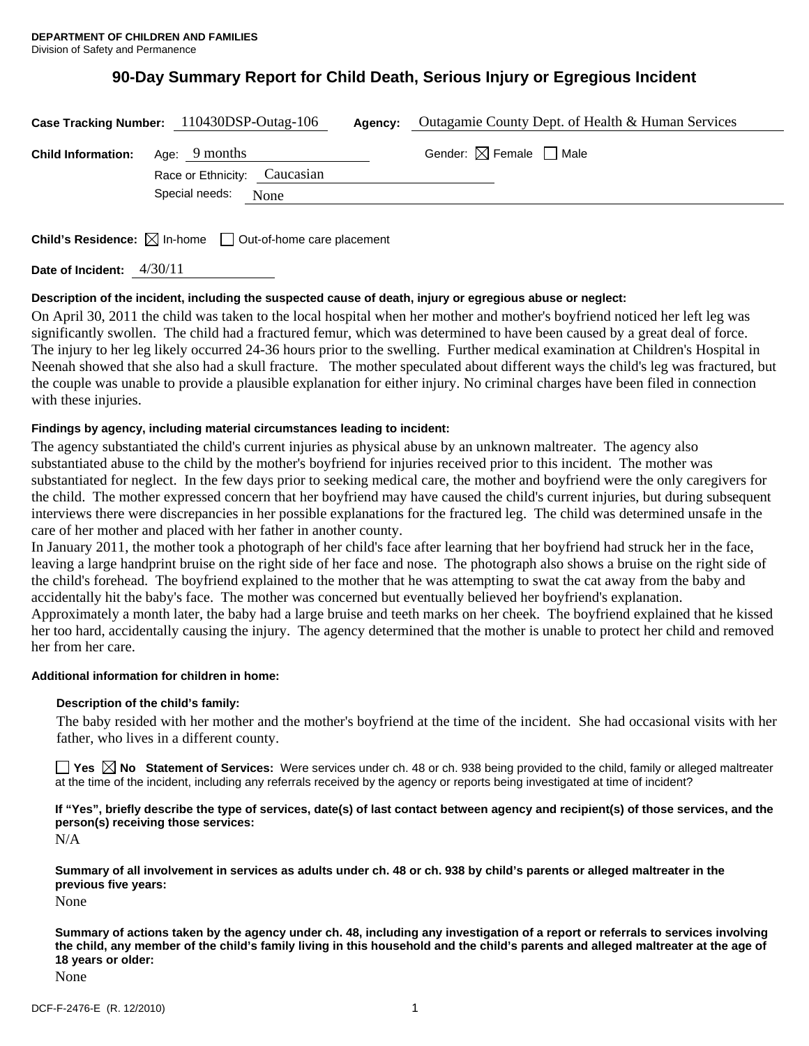**DEPARTMENT OF CHILDREN AND FAMILIES**
Division of Safety and Permanence

# 90-Day Summary Report for Child Death, Serious Injury or Egregious Incident

**Case Tracking Number:** 110430DSP-Outag-106 **Agency:** Outagamie County Dept. of Health & Human Services

**Child Information:** Age: 9 months Gender: ☒ Female ☐ Male

Race or Ethnicity: Caucasian

Special needs: None

**Child's Residence:** ☒ In-home ☐ Out-of-home care placement

**Date of Incident:** 4/30/11

**Description of the incident, including the suspected cause of death, injury or egregious abuse or neglect:**

On April 30, 2011 the child was taken to the local hospital when her mother and mother's boyfriend noticed her left leg was significantly swollen. The child had a fractured femur, which was determined to have been caused by a great deal of force. The injury to her leg likely occurred 24-36 hours prior to the swelling. Further medical examination at Children's Hospital in Neenah showed that she also had a skull fracture. The mother speculated about different ways the child's leg was fractured, but the couple was unable to provide a plausible explanation for either injury. No criminal charges have been filed in connection with these injuries.

**Findings by agency, including material circumstances leading to incident:**

The agency substantiated the child's current injuries as physical abuse by an unknown maltreater. The agency also substantiated abuse to the child by the mother's boyfriend for injuries received prior to this incident. The mother was substantiated for neglect. In the few days prior to seeking medical care, the mother and boyfriend were the only caregivers for the child. The mother expressed concern that her boyfriend may have caused the child's current injuries, but during subsequent interviews there were discrepancies in her possible explanations for the fractured leg. The child was determined unsafe in the care of her mother and placed with her father in another county.

In January 2011, the mother took a photograph of her child's face after learning that her boyfriend had struck her in the face, leaving a large handprint bruise on the right side of her face and nose. The photograph also shows a bruise on the right side of the child's forehead. The boyfriend explained to the mother that he was attempting to swat the cat away from the baby and accidentally hit the baby's face. The mother was concerned but eventually believed her boyfriend's explanation. Approximately a month later, the baby had a large bruise and teeth marks on her cheek. The boyfriend explained that he kissed her too hard, accidentally causing the injury. The agency determined that the mother is unable to protect her child and removed her from her care.

**Additional information for children in home:**

**Description of the child's family:**

The baby resided with her mother and the mother's boyfriend at the time of the incident. She had occasional visits with her father, who lives in a different county.

☐ **Yes** ☒ **No Statement of Services:** Were services under ch. 48 or ch. 938 being provided to the child, family or alleged maltreater at the time of the incident, including any referrals received by the agency or reports being investigated at time of incident?

**If "Yes", briefly describe the type of services, date(s) of last contact between agency and recipient(s) of those services, and the person(s) receiving those services:**

N/A

**Summary of all involvement in services as adults under ch. 48 or ch. 938 by child's parents or alleged maltreater in the previous five years:**

None

**Summary of actions taken by the agency under ch. 48, including any investigation of a report or referrals to services involving the child, any member of the child's family living in this household and the child's parents and alleged maltreater at the age of 18 years or older:**

None

DCF-F-2476-E (R. 12/2010)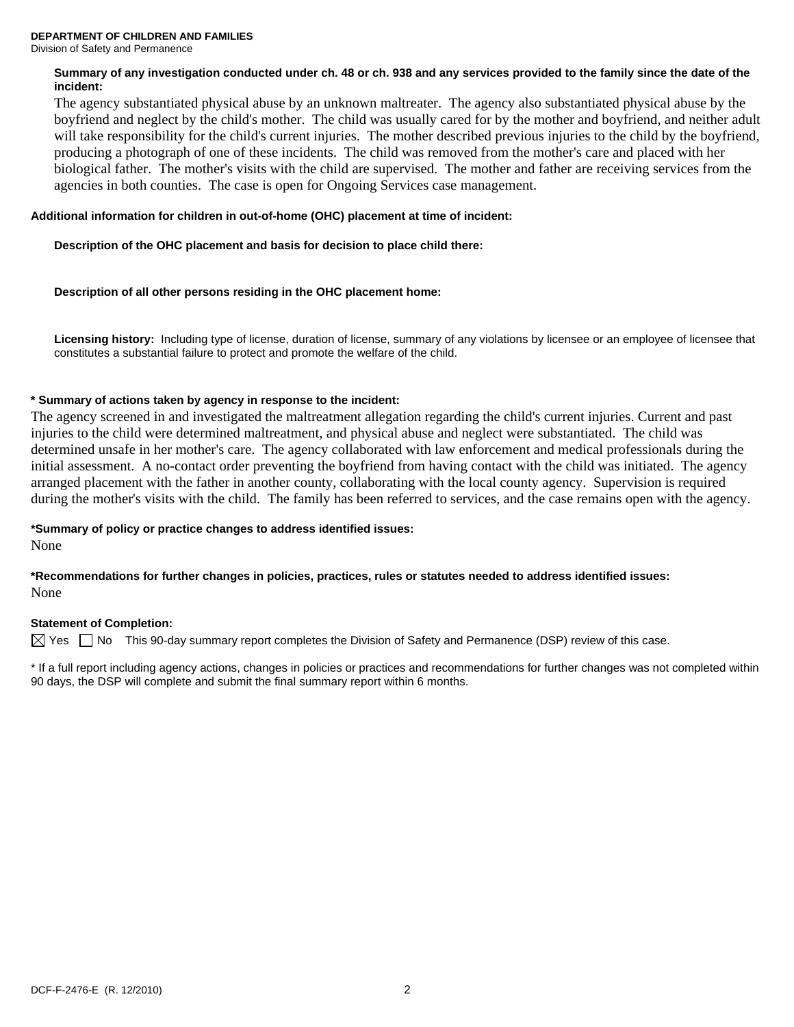**DEPARTMENT OF CHILDREN AND FAMILIES**
Division of Safety and Permanence

**Summary of any investigation conducted under ch. 48 or ch. 938 and any services provided to the family since the date of the incident:**

The agency substantiated physical abuse by an unknown maltreater. The agency also substantiated physical abuse by the boyfriend and neglect by the child's mother. The child was usually cared for by the mother and boyfriend, and neither adult will take responsibility for the child's current injuries. The mother described previous injuries to the child by the boyfriend, producing a photograph of one of these incidents. The child was removed from the mother's care and placed with her biological father. The mother's visits with the child are supervised. The mother and father are receiving services from the agencies in both counties. The case is open for Ongoing Services case management.

**Additional information for children in out-of-home (OHC) placement at time of incident:**

**Description of the OHC placement and basis for decision to place child there:**

**Description of all other persons residing in the OHC placement home:**

**Licensing history:** Including type of license, duration of license, summary of any violations by licensee or an employee of licensee that constitutes a substantial failure to protect and promote the welfare of the child.

**\* Summary of actions taken by agency in response to the incident:**

The agency screened in and investigated the maltreatment allegation regarding the child's current injuries. Current and past injuries to the child were determined maltreatment, and physical abuse and neglect were substantiated. The child was determined unsafe in her mother's care. The agency collaborated with law enforcement and medical professionals during the initial assessment. A no-contact order preventing the boyfriend from having contact with the child was initiated. The agency arranged placement with the father in another county, collaborating with the local county agency. Supervision is required during the mother's visits with the child. The family has been referred to services, and the case remains open with the agency.

**\*Summary of policy or practice changes to address identified issues:**

None

**\*Recommendations for further changes in policies, practices, rules or statutes needed to address identified issues:**

None

**Statement of Completion:**

☒ Yes ☐ No This 90-day summary report completes the Division of Safety and Permanence (DSP) review of this case.

\* If a full report including agency actions, changes in policies or practices and recommendations for further changes was not completed within 90 days, the DSP will complete and submit the final summary report within 6 months.

DCF-F-2476-E (R. 12/2010)